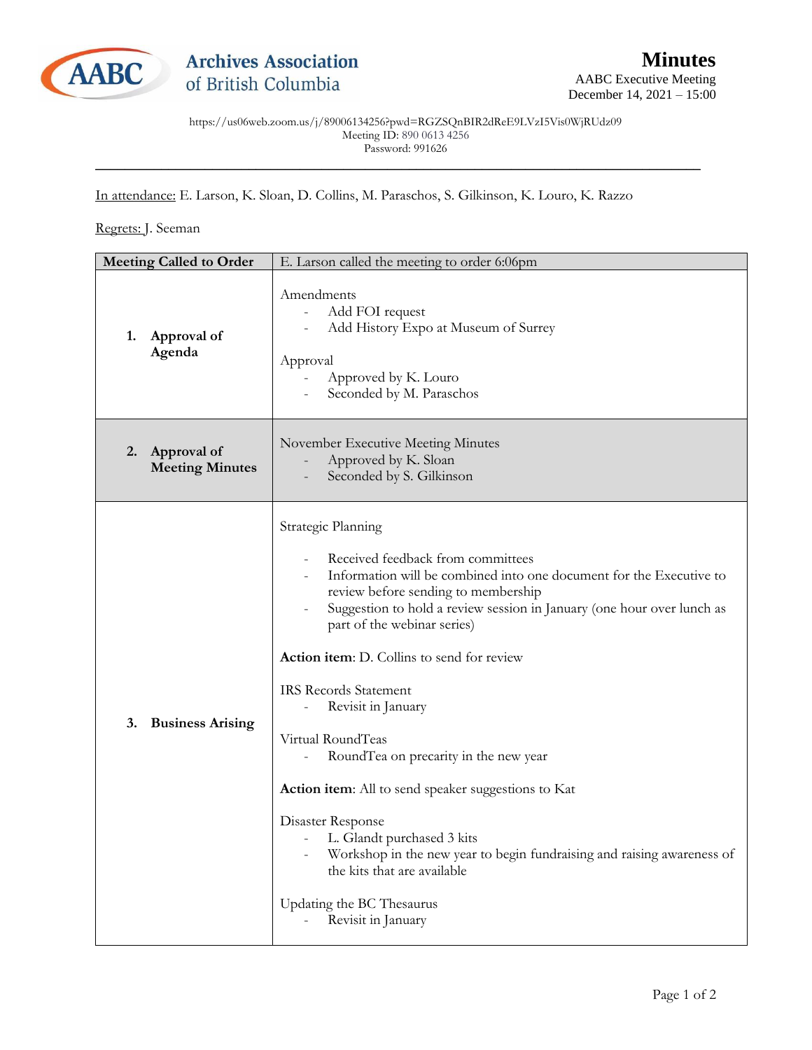**Archives Association of British Columbia**

# Minutes

AABC Executive Meeting
December 14, 2021 – 15:00

https://us06web.zoom.us/j/89006134256?pwd=RGZSQnBIR2dReE9LVzI5Vis0WjRUdz09
Meeting ID: 890 0613 4256
Password: 991626

In attendance: E. Larson, K. Sloan, D. Collins, M. Paraschos, S. Gilkinson, K. Louro, K. Razzo

Regrets: J. Seeman

| **Meeting Called to Order** | E. Larson called the meeting to order 6:06pm |
|---|---|
| **1. Approval of Agenda** | Amendments<br>- Add FOI request<br>- Add History Expo at Museum of Surrey<br><br>Approval<br>- Approved by K. Louro<br>- Seconded by M. Paraschos |
| **2. Approval of Meeting Minutes** | November Executive Meeting Minutes<br>- Approved by K. Sloan<br>- Seconded by S. Gilkinson |
| **3. Business Arising** | Strategic Planning<br><br>- Received feedback from committees<br>- Information will be combined into one document for the Executive to review before sending to membership<br>- Suggestion to hold a review session in January (one hour over lunch as part of the webinar series)<br><br>**Action item**: D. Collins to send for review<br><br>IRS Records Statement<br>- Revisit in January<br><br>Virtual RoundTeas<br>- RoundTea on precarity in the new year<br><br>**Action item**: All to send speaker suggestions to Kat<br><br>Disaster Response<br>- L. Glandt purchased 3 kits<br>- Workshop in the new year to begin fundraising and raising awareness of the kits that are available<br><br>Updating the BC Thesaurus<br>- Revisit in January |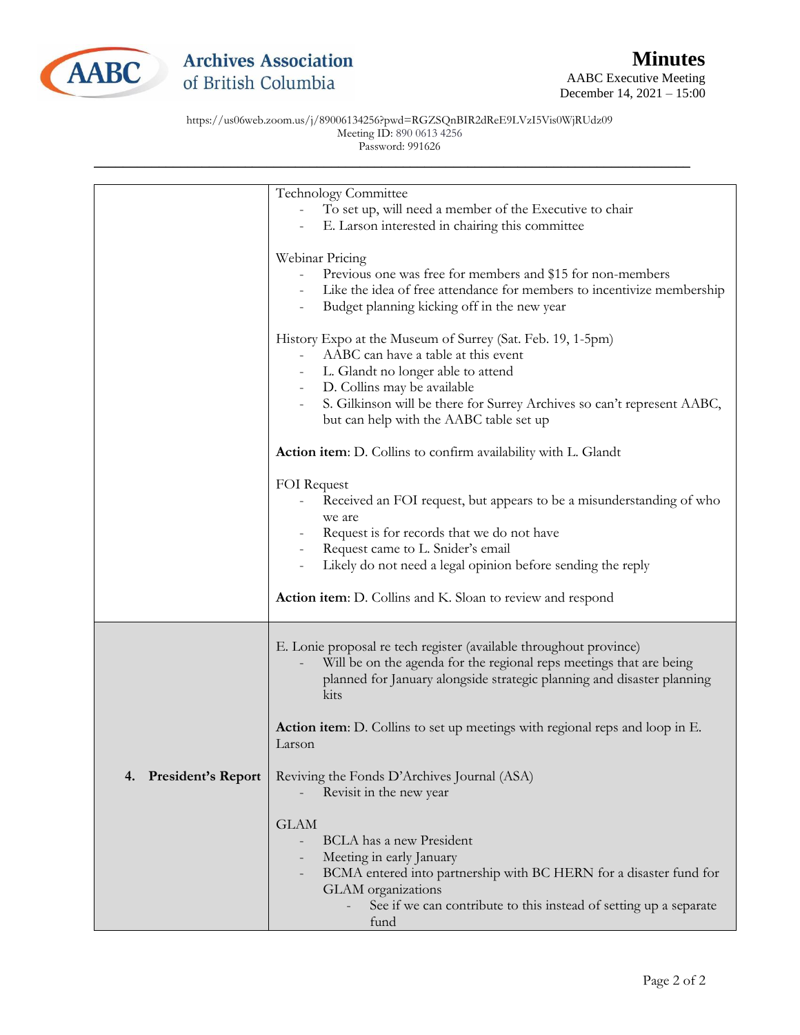# Minutes

AABC Executive Meeting
December 14, 2021 – 15:00

https://us06web.zoom.us/j/89006134256?pwd=RGZSQnBIR2dReE9LVzI5Vis0WjRUdz09
Meeting ID: 890 0613 4256
Password: 991626

| | |
|---|---|
| | Technology Committee<br>- To set up, will need a member of the Executive to chair<br>- E. Larson interested in chairing this committee<br><br>Webinar Pricing<br>- Previous one was free for members and $15 for non-members<br>- Like the idea of free attendance for members to incentivize membership<br>- Budget planning kicking off in the new year<br><br>History Expo at the Museum of Surrey (Sat. Feb. 19, 1-5pm)<br>- AABC can have a table at this event<br>- L. Glandt no longer able to attend<br>- D. Collins may be available<br>- S. Gilkinson will be there for Surrey Archives so can't represent AABC, but can help with the AABC table set up<br><br>**Action item**: D. Collins to confirm availability with L. Glandt<br><br>FOI Request<br>- Received an FOI request, but appears to be a misunderstanding of who we are<br>- Request is for records that we do not have<br>- Request came to L. Snider's email<br>- Likely do not need a legal opinion before sending the reply<br><br>**Action item**: D. Collins and K. Sloan to review and respond |
| **4. President's Report** | E. Lonie proposal re tech register (available throughout province)<br>- Will be on the agenda for the regional reps meetings that are being planned for January alongside strategic planning and disaster planning kits<br><br>**Action item**: D. Collins to set up meetings with regional reps and loop in E. Larson<br><br>Reviving the Fonds D'Archives Journal (ASA)<br>- Revisit in the new year<br><br>GLAM<br>- BCLA has a new President<br>- Meeting in early January<br>- BCMA entered into partnership with BC HERN for a disaster fund for GLAM organizations<br>&nbsp;&nbsp;&nbsp;&nbsp;- See if we can contribute to this instead of setting up a separate fund |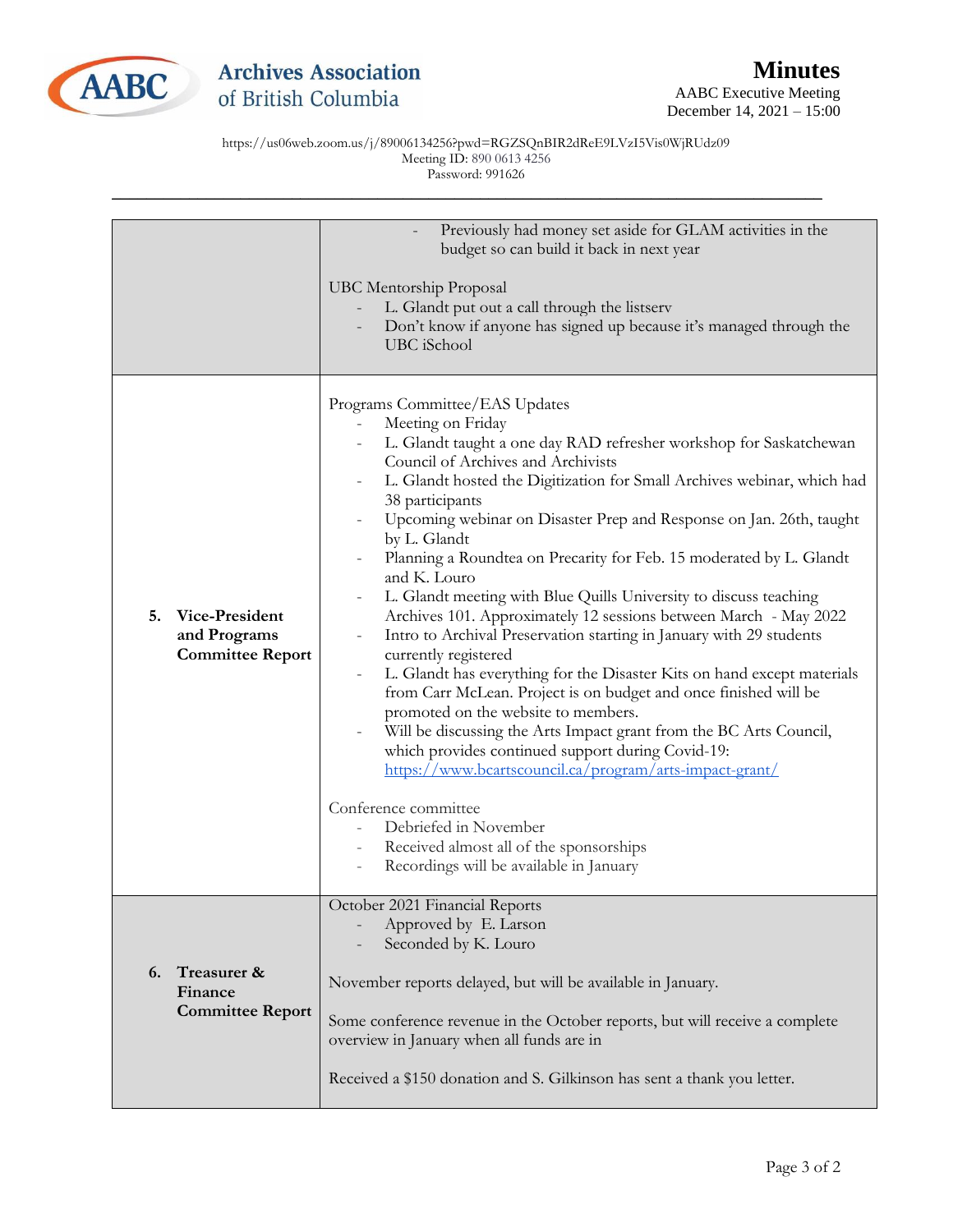Archives Association of British Columbia

# Minutes

AABC Executive Meeting
December 14, 2021 – 15:00

https://us06web.zoom.us/j/89006134256?pwd=RGZSQnBIR2dReE9LVzI5Vis0WjRUdz09
Meeting ID: 890 0613 4256
Password: 991626

| | |
|---|---|
| | - Previously had money set aside for GLAM activities in the budget so can build it back in next year<br><br>UBC Mentorship Proposal<br>- L. Glandt put out a call through the listserv<br>- Don't know if anyone has signed up because it's managed through the UBC iSchool |
| **5. Vice-President and Programs Committee Report** | Programs Committee/EAS Updates<br>- Meeting on Friday<br>- L. Glandt taught a one day RAD refresher workshop for Saskatchewan Council of Archives and Archivists<br>- L. Glandt hosted the Digitization for Small Archives webinar, which had 38 participants<br>- Upcoming webinar on Disaster Prep and Response on Jan. 26th, taught by L. Glandt<br>- Planning a Roundtea on Precarity for Feb. 15 moderated by L. Glandt and K. Louro<br>- L. Glandt meeting with Blue Quills University to discuss teaching Archives 101. Approximately 12 sessions between March - May 2022<br>- Intro to Archival Preservation starting in January with 29 students currently registered<br>- L. Glandt has everything for the Disaster Kits on hand except materials from Carr McLean. Project is on budget and once finished will be promoted on the website to members.<br>- Will be discussing the Arts Impact grant from the BC Arts Council, which provides continued support during Covid-19: https://www.bcartscouncil.ca/program/arts-impact-grant/<br><br>Conference committee<br>- Debriefed in November<br>- Received almost all of the sponsorships<br>- Recordings will be available in January |
| **6. Treasurer & Finance Committee Report** | October 2021 Financial Reports<br>- Approved by E. Larson<br>- Seconded by K. Louro<br><br>November reports delayed, but will be available in January.<br><br>Some conference revenue in the October reports, but will receive a complete overview in January when all funds are in<br><br>Received a $150 donation and S. Gilkinson has sent a thank you letter. |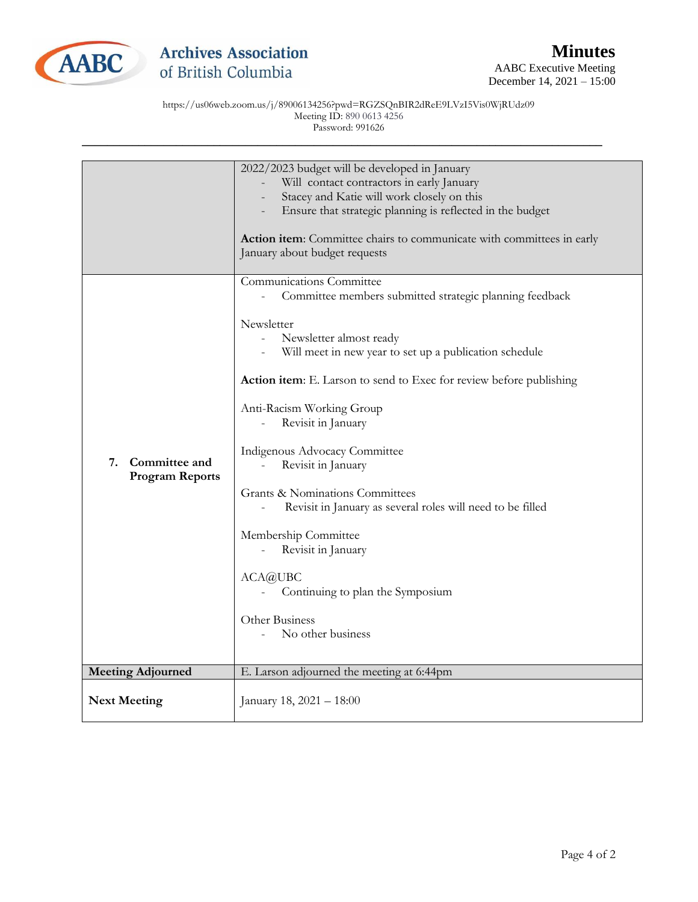**Archives Association of British Columbia**

# Minutes

AABC Executive Meeting
December 14, 2021 – 15:00

https://us06web.zoom.us/j/89006134256?pwd=RGZSQnBIR2dReE9LVzI5Vis0WjRUdz09
Meeting ID: 890 0613 4256
Password: 991626

---

| | |
|---|---|
| | 2022/2023 budget will be developed in January<br>- Will contact contractors in early January<br>- Stacey and Katie will work closely on this<br>- Ensure that strategic planning is reflected in the budget<br><br>**Action item**: Committee chairs to communicate with committees in early January about budget requests |
| **7. Committee and Program Reports** | Communications Committee<br>- Committee members submitted strategic planning feedback<br><br>Newsletter<br>- Newsletter almost ready<br>- Will meet in new year to set up a publication schedule<br><br>**Action item**: E. Larson to send to Exec for review before publishing<br><br>Anti-Racism Working Group<br>- Revisit in January<br><br>Indigenous Advocacy Committee<br>- Revisit in January<br><br>Grants & Nominations Committees<br>- Revisit in January as several roles will need to be filled<br><br>Membership Committee<br>- Revisit in January<br><br>ACA@UBC<br>- Continuing to plan the Symposium<br><br>Other Business<br>- No other business |
| **Meeting Adjourned** | E. Larson adjourned the meeting at 6:44pm |
| **Next Meeting** | January 18, 2021 – 18:00 |